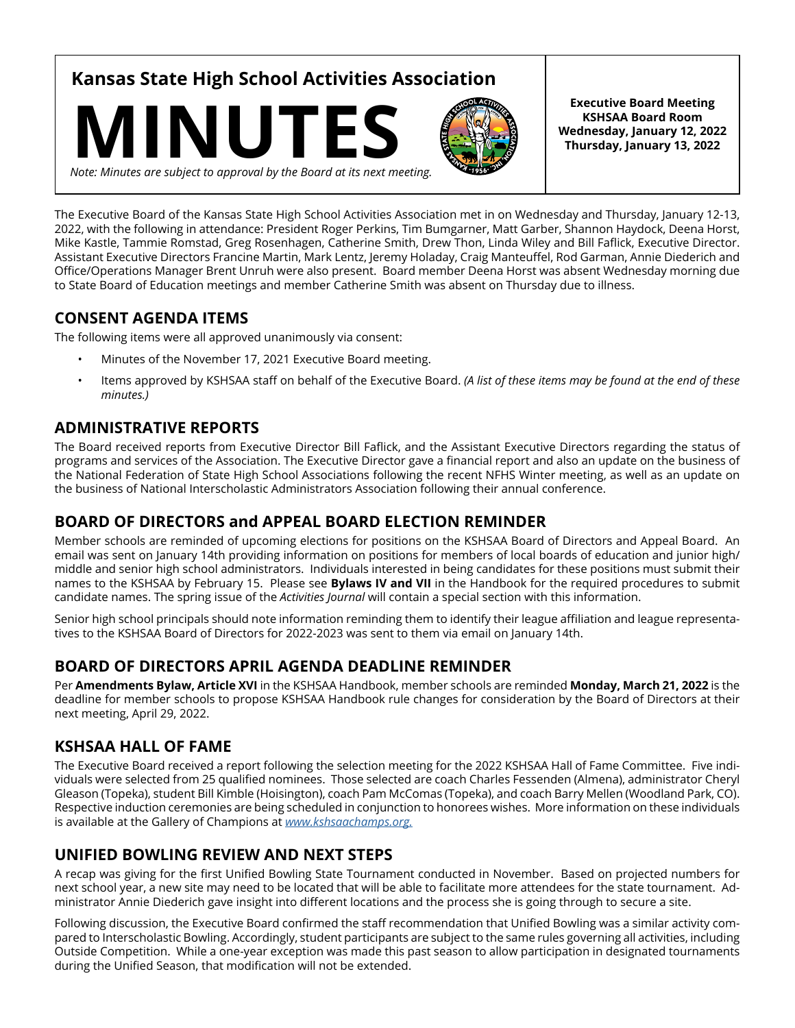# Kansas State High School Activities Association

# MINUTES

*Note: Minutes are subject to approval by the Board at its next meeting.*

**Executive Board Meeting**
**KSHSAA Board Room**
**Wednesday, January 12, 2022**
**Thursday, January 13, 2022**

The Executive Board of the Kansas State High School Activities Association met in on Wednesday and Thursday, January 12-13, 2022, with the following in attendance: President Roger Perkins, Tim Bumgarner, Matt Garber, Shannon Haydock, Deena Horst, Mike Kastle, Tammie Romstad, Greg Rosenhagen, Catherine Smith, Drew Thon, Linda Wiley and Bill Faflick, Executive Director. Assistant Executive Directors Francine Martin, Mark Lentz, Jeremy Holaday, Craig Manteuffel, Rod Garman, Annie Diederich and Office/Operations Manager Brent Unruh were also present. Board member Deena Horst was absent Wednesday morning due to State Board of Education meetings and member Catherine Smith was absent on Thursday due to illness.

## CONSENT AGENDA ITEMS

The following items were all approved unanimously via consent:

- Minutes of the November 17, 2021 Executive Board meeting.
- Items approved by KSHSAA staff on behalf of the Executive Board. *(A list of these items may be found at the end of these minutes.)*

## ADMINISTRATIVE REPORTS

The Board received reports from Executive Director Bill Faflick, and the Assistant Executive Directors regarding the status of programs and services of the Association. The Executive Director gave a financial report and also an update on the business of the National Federation of State High School Associations following the recent NFHS Winter meeting, as well as an update on the business of National Interscholastic Administrators Association following their annual conference.

## BOARD OF DIRECTORS and APPEAL BOARD ELECTION REMINDER

Member schools are reminded of upcoming elections for positions on the KSHSAA Board of Directors and Appeal Board. An email was sent on January 14th providing information on positions for members of local boards of education and junior high/middle and senior high school administrators. Individuals interested in being candidates for these positions must submit their names to the KSHSAA by February 15. Please see **Bylaws IV and VII** in the Handbook for the required procedures to submit candidate names. The spring issue of the *Activities Journal* will contain a special section with this information.

Senior high school principals should note information reminding them to identify their league affiliation and league representatives to the KSHSAA Board of Directors for 2022-2023 was sent to them via email on January 14th.

## BOARD OF DIRECTORS APRIL AGENDA DEADLINE REMINDER

Per **Amendments Bylaw, Article XVI** in the KSHSAA Handbook, member schools are reminded **Monday, March 21, 2022** is the deadline for member schools to propose KSHSAA Handbook rule changes for consideration by the Board of Directors at their next meeting, April 29, 2022.

## KSHSAA HALL OF FAME

The Executive Board received a report following the selection meeting for the 2022 KSHSAA Hall of Fame Committee. Five individuals were selected from 25 qualified nominees. Those selected are coach Charles Fessenden (Almena), administrator Cheryl Gleason (Topeka), student Bill Kimble (Hoisington), coach Pam McComas (Topeka), and coach Barry Mellen (Woodland Park, CO). Respective induction ceremonies are being scheduled in conjunction to honorees wishes. More information on these individuals is available at the Gallery of Champions at *www.kshsaachamps.org.*

## UNIFIED BOWLING REVIEW AND NEXT STEPS

A recap was giving for the first Unified Bowling State Tournament conducted in November. Based on projected numbers for next school year, a new site may need to be located that will be able to facilitate more attendees for the state tournament. Administrator Annie Diederich gave insight into different locations and the process she is going through to secure a site.

Following discussion, the Executive Board confirmed the staff recommendation that Unified Bowling was a similar activity compared to Interscholastic Bowling. Accordingly, student participants are subject to the same rules governing all activities, including Outside Competition. While a one-year exception was made this past season to allow participation in designated tournaments during the Unified Season, that modification will not be extended.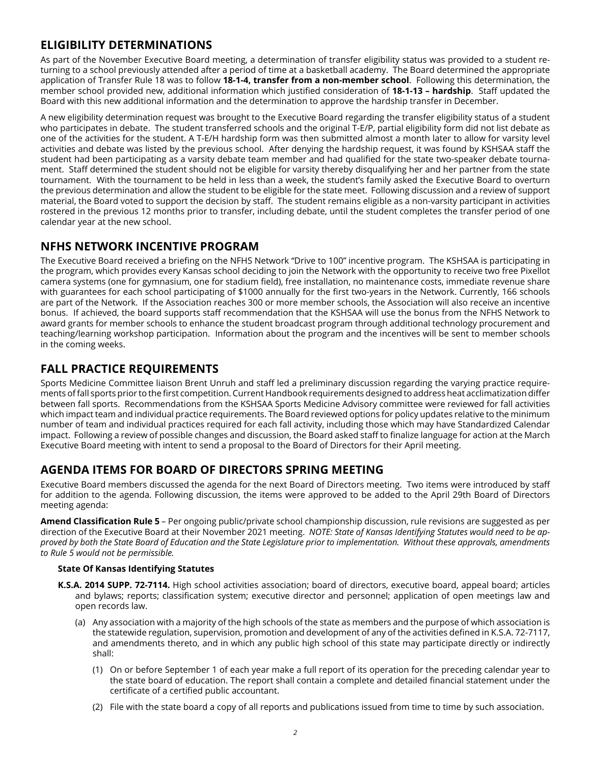## ELIGIBILITY DETERMINATIONS

As part of the November Executive Board meeting, a determination of transfer eligibility status was provided to a student returning to a school previously attended after a period of time at a basketball academy. The Board determined the appropriate application of Transfer Rule 18 was to follow **18-1-4, transfer from a non-member school**. Following this determination, the member school provided new, additional information which justified consideration of **18-1-13 – hardship**. Staff updated the Board with this new additional information and the determination to approve the hardship transfer in December.

A new eligibility determination request was brought to the Executive Board regarding the transfer eligibility status of a student who participates in debate. The student transferred schools and the original T-E/P, partial eligibility form did not list debate as one of the activities for the student. A T-E/H hardship form was then submitted almost a month later to allow for varsity level activities and debate was listed by the previous school. After denying the hardship request, it was found by KSHSAA staff the student had been participating as a varsity debate team member and had qualified for the state two-speaker debate tournament. Staff determined the student should not be eligible for varsity thereby disqualifying her and her partner from the state tournament. With the tournament to be held in less than a week, the student's family asked the Executive Board to overturn the previous determination and allow the student to be eligible for the state meet. Following discussion and a review of support material, the Board voted to support the decision by staff. The student remains eligible as a non-varsity participant in activities rostered in the previous 12 months prior to transfer, including debate, until the student completes the transfer period of one calendar year at the new school.

## NFHS NETWORK INCENTIVE PROGRAM

The Executive Board received a briefing on the NFHS Network "Drive to 100" incentive program. The KSHSAA is participating in the program, which provides every Kansas school deciding to join the Network with the opportunity to receive two free Pixellot camera systems (one for gymnasium, one for stadium field), free installation, no maintenance costs, immediate revenue share with guarantees for each school participating of $1000 annually for the first two-years in the Network. Currently, 166 schools are part of the Network. If the Association reaches 300 or more member schools, the Association will also receive an incentive bonus. If achieved, the board supports staff recommendation that the KSHSAA will use the bonus from the NFHS Network to award grants for member schools to enhance the student broadcast program through additional technology procurement and teaching/learning workshop participation. Information about the program and the incentives will be sent to member schools in the coming weeks.

## FALL PRACTICE REQUIREMENTS

Sports Medicine Committee liaison Brent Unruh and staff led a preliminary discussion regarding the varying practice requirements of fall sports prior to the first competition. Current Handbook requirements designed to address heat acclimatization differ between fall sports. Recommendations from the KSHSAA Sports Medicine Advisory committee were reviewed for fall activities which impact team and individual practice requirements. The Board reviewed options for policy updates relative to the minimum number of team and individual practices required for each fall activity, including those which may have Standardized Calendar impact. Following a review of possible changes and discussion, the Board asked staff to finalize language for action at the March Executive Board meeting with intent to send a proposal to the Board of Directors for their April meeting.

## AGENDA ITEMS FOR BOARD OF DIRECTORS SPRING MEETING

Executive Board members discussed the agenda for the next Board of Directors meeting. Two items were introduced by staff for addition to the agenda. Following discussion, the items were approved to be added to the April 29th Board of Directors meeting agenda:

**Amend Classification Rule 5** – Per ongoing public/private school championship discussion, rule revisions are suggested as per direction of the Executive Board at their November 2021 meeting. *NOTE: State of Kansas Identifying Statutes would need to be approved by both the State Board of Education and the State Legislature prior to implementation. Without these approvals, amendments to Rule 5 would not be permissible.*

**State Of Kansas Identifying Statutes**

**K.S.A. 2014 SUPP. 72-7114.** High school activities association; board of directors, executive board, appeal board; articles and bylaws; reports; classification system; executive director and personnel; application of open meetings law and open records law.

(a) Any association with a majority of the high schools of the state as members and the purpose of which association is the statewide regulation, supervision, promotion and development of any of the activities defined in K.S.A. 72-7117, and amendments thereto, and in which any public high school of this state may participate directly or indirectly shall:

(1) On or before September 1 of each year make a full report of its operation for the preceding calendar year to the state board of education. The report shall contain a complete and detailed financial statement under the certificate of a certified public accountant.

(2) File with the state board a copy of all reports and publications issued from time to time by such association.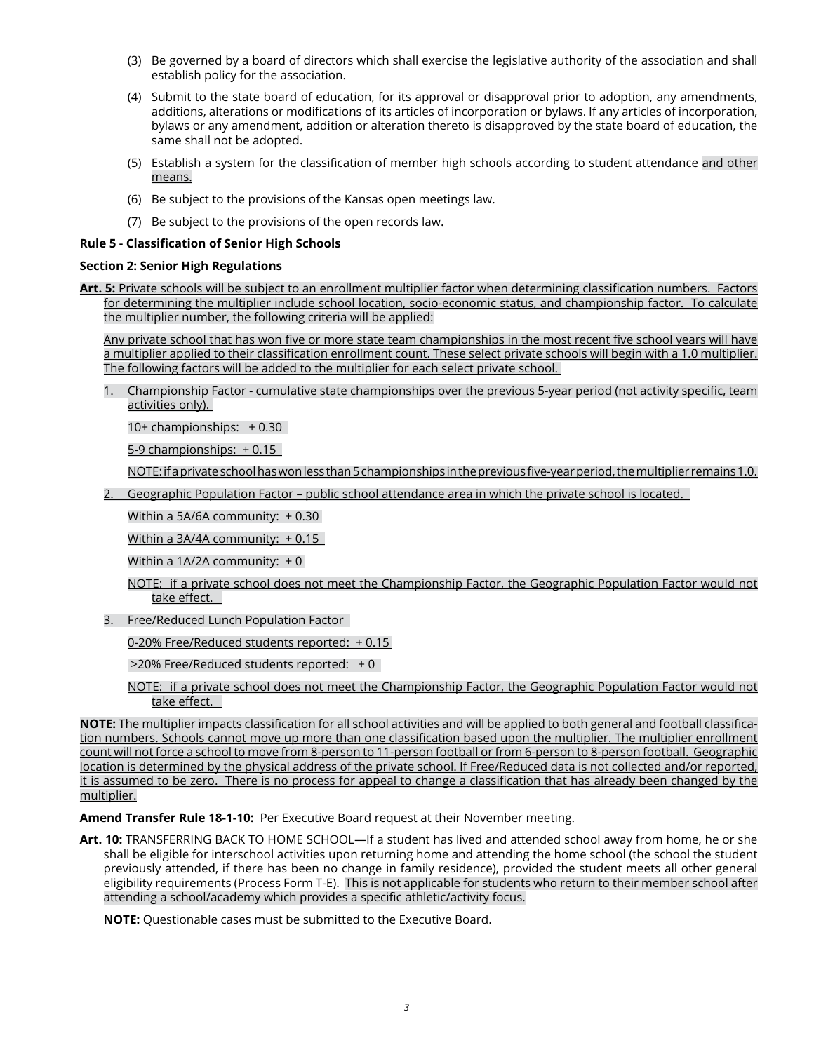(3) Be governed by a board of directors which shall exercise the legislative authority of the association and shall establish policy for the association.

(4) Submit to the state board of education, for its approval or disapproval prior to adoption, any amendments, additions, alterations or modifications of its articles of incorporation or bylaws. If any articles of incorporation, bylaws or any amendment, addition or alteration thereto is disapproved by the state board of education, the same shall not be adopted.

(5) Establish a system for the classification of member high schools according to student attendance <u>and other means.</u>

(6) Be subject to the provisions of the Kansas open meetings law.

(7) Be subject to the provisions of the open records law.

**Rule 5 - Classification of Senior High Schools**

**Section 2: Senior High Regulations**

<u>**Art. 5:** Private schools will be subject to an enrollment multiplier factor when determining classification numbers. Factors for determining the multiplier include school location, socio-economic status, and championship factor. To calculate the multiplier number, the following criteria will be applied:</u>

<u>Any private school that has won five or more state team championships in the most recent five school years will have a multiplier applied to their classification enrollment count. These select private schools will begin with a 1.0 multiplier. The following factors will be added to the multiplier for each select private school.</u>

1. <u>Championship Factor - cumulative state championships over the previous 5-year period (not activity specific, team activities only).</u>

   <u>10+ championships: + 0.30</u>

   <u>5-9 championships: + 0.15</u>

   <u>NOTE: if a private school has won less than 5 championships in the previous five-year period, the multiplier remains 1.0.</u>

2. <u>Geographic Population Factor – public school attendance area in which the private school is located.</u>

   <u>Within a 5A/6A community: + 0.30</u>

   <u>Within a 3A/4A community: + 0.15</u>

   <u>Within a 1A/2A community: + 0</u>

   <u>NOTE: if a private school does not meet the Championship Factor, the Geographic Population Factor would not take effect.</u>

3. <u>Free/Reduced Lunch Population Factor</u>

   <u>0-20% Free/Reduced students reported: + 0.15</u>

   <u>>20% Free/Reduced students reported: + 0</u>

   <u>NOTE: if a private school does not meet the Championship Factor, the Geographic Population Factor would not take effect.</u>

<u>**NOTE:** The multiplier impacts classification for all school activities and will be applied to both general and football classification numbers. Schools cannot move up more than one classification based upon the multiplier. The multiplier enrollment count will not force a school to move from 8-person to 11-person football or from 6-person to 8-person football. Geographic location is determined by the physical address of the private school. If Free/Reduced data is not collected and/or reported, it is assumed to be zero. There is no process for appeal to change a classification that has already been changed by the multiplier.</u>

**Amend Transfer Rule 18-1-10:** Per Executive Board request at their November meeting.

**Art. 10:** TRANSFERRING BACK TO HOME SCHOOL—If a student has lived and attended school away from home, he or she shall be eligible for interschool activities upon returning home and attending the home school (the school the student previously attended, if there has been no change in family residence), provided the student meets all other general eligibility requirements (Process Form T-E). <u>This is not applicable for students who return to their member school after attending a school/academy which provides a specific athletic/activity focus.</u>

**NOTE:** Questionable cases must be submitted to the Executive Board.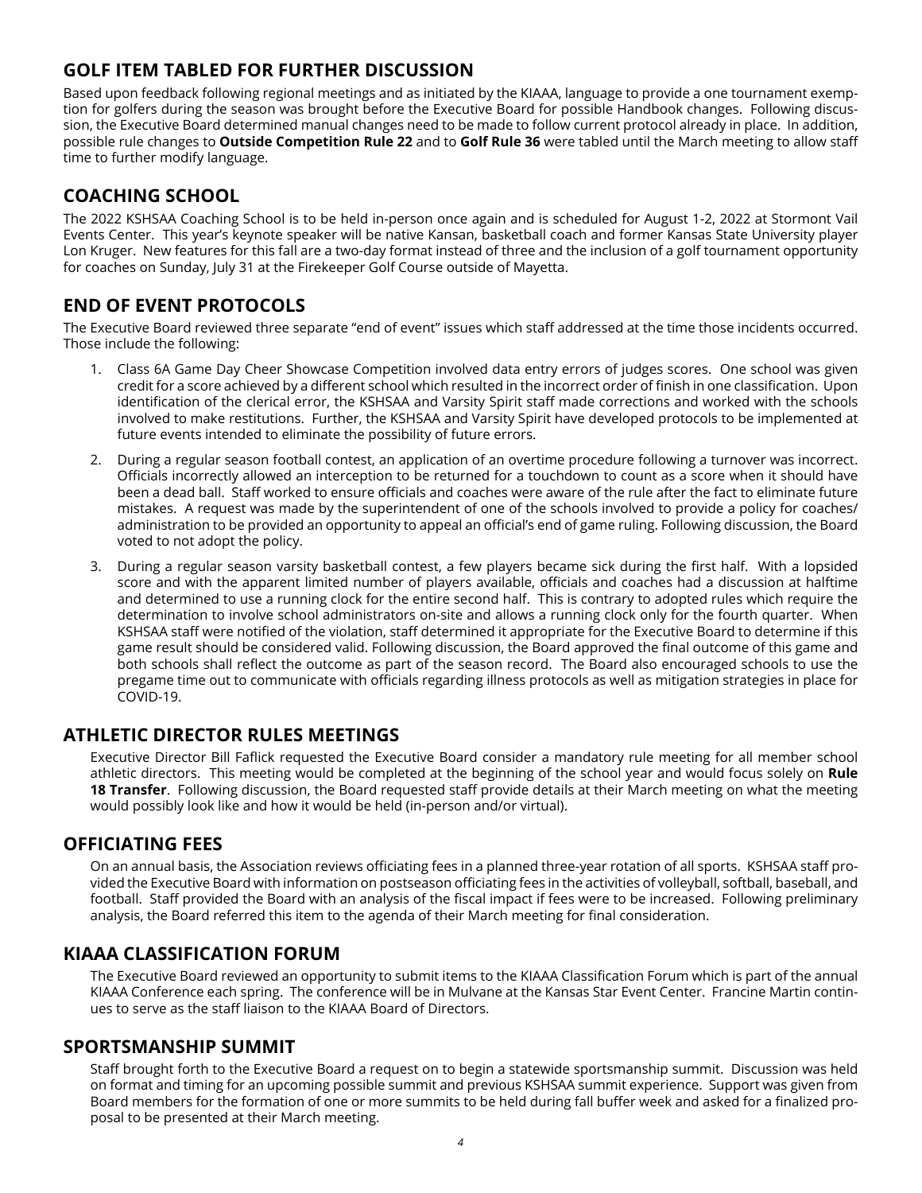## GOLF ITEM TABLED FOR FURTHER DISCUSSION

Based upon feedback following regional meetings and as initiated by the KIAAA, language to provide a one tournament exemption for golfers during the season was brought before the Executive Board for possible Handbook changes. Following discussion, the Executive Board determined manual changes need to be made to follow current protocol already in place. In addition, possible rule changes to **Outside Competition Rule 22** and to **Golf Rule 36** were tabled until the March meeting to allow staff time to further modify language.

## COACHING SCHOOL

The 2022 KSHSAA Coaching School is to be held in-person once again and is scheduled for August 1-2, 2022 at Stormont Vail Events Center. This year's keynote speaker will be native Kansan, basketball coach and former Kansas State University player Lon Kruger. New features for this fall are a two-day format instead of three and the inclusion of a golf tournament opportunity for coaches on Sunday, July 31 at the Firekeeper Golf Course outside of Mayetta.

## END OF EVENT PROTOCOLS

The Executive Board reviewed three separate "end of event" issues which staff addressed at the time those incidents occurred. Those include the following:

1. Class 6A Game Day Cheer Showcase Competition involved data entry errors of judges scores. One school was given credit for a score achieved by a different school which resulted in the incorrect order of finish in one classification. Upon identification of the clerical error, the KSHSAA and Varsity Spirit staff made corrections and worked with the schools involved to make restitutions. Further, the KSHSAA and Varsity Spirit have developed protocols to be implemented at future events intended to eliminate the possibility of future errors.
2. During a regular season football contest, an application of an overtime procedure following a turnover was incorrect. Officials incorrectly allowed an interception to be returned for a touchdown to count as a score when it should have been a dead ball. Staff worked to ensure officials and coaches were aware of the rule after the fact to eliminate future mistakes. A request was made by the superintendent of one of the schools involved to provide a policy for coaches/administration to be provided an opportunity to appeal an official's end of game ruling. Following discussion, the Board voted to not adopt the policy.
3. During a regular season varsity basketball contest, a few players became sick during the first half. With a lopsided score and with the apparent limited number of players available, officials and coaches had a discussion at halftime and determined to use a running clock for the entire second half. This is contrary to adopted rules which require the determination to involve school administrators on-site and allows a running clock only for the fourth quarter. When KSHSAA staff were notified of the violation, staff determined it appropriate for the Executive Board to determine if this game result should be considered valid. Following discussion, the Board approved the final outcome of this game and both schools shall reflect the outcome as part of the season record. The Board also encouraged schools to use the pregame time out to communicate with officials regarding illness protocols as well as mitigation strategies in place for COVID-19.

## ATHLETIC DIRECTOR RULES MEETINGS

Executive Director Bill Faflick requested the Executive Board consider a mandatory rule meeting for all member school athletic directors. This meeting would be completed at the beginning of the school year and would focus solely on **Rule 18 Transfer**. Following discussion, the Board requested staff provide details at their March meeting on what the meeting would possibly look like and how it would be held (in-person and/or virtual).

## OFFICIATING FEES

On an annual basis, the Association reviews officiating fees in a planned three-year rotation of all sports. KSHSAA staff provided the Executive Board with information on postseason officiating fees in the activities of volleyball, softball, baseball, and football. Staff provided the Board with an analysis of the fiscal impact if fees were to be increased. Following preliminary analysis, the Board referred this item to the agenda of their March meeting for final consideration.

## KIAAA CLASSIFICATION FORUM

The Executive Board reviewed an opportunity to submit items to the KIAAA Classification Forum which is part of the annual KIAAA Conference each spring. The conference will be in Mulvane at the Kansas Star Event Center. Francine Martin continues to serve as the staff liaison to the KIAAA Board of Directors.

## SPORTSMANSHIP SUMMIT

Staff brought forth to the Executive Board a request on to begin a statewide sportsmanship summit. Discussion was held on format and timing for an upcoming possible summit and previous KSHSAA summit experience. Support was given from Board members for the formation of one or more summits to be held during fall buffer week and asked for a finalized proposal to be presented at their March meeting.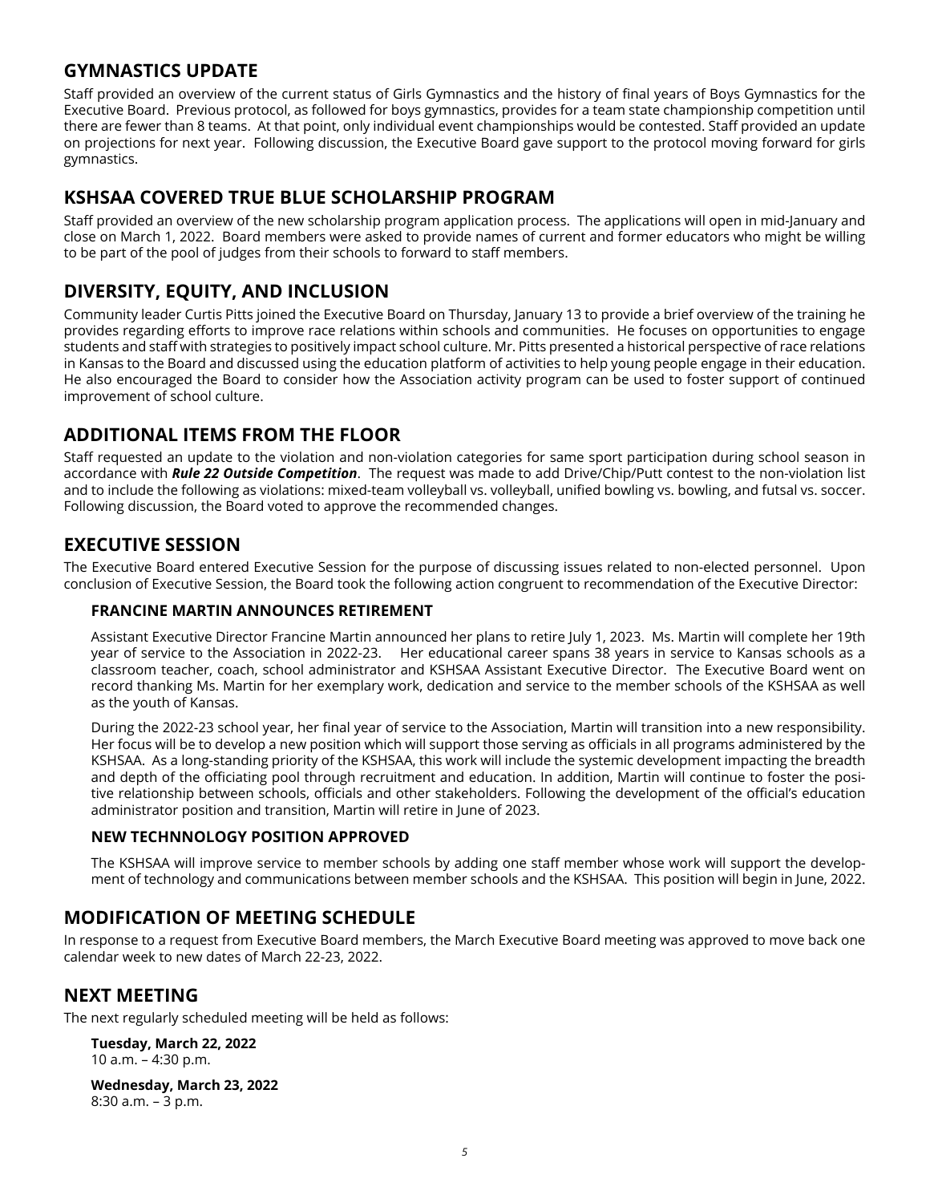## GYMNASTICS UPDATE

Staff provided an overview of the current status of Girls Gymnastics and the history of final years of Boys Gymnastics for the Executive Board. Previous protocol, as followed for boys gymnastics, provides for a team state championship competition until there are fewer than 8 teams. At that point, only individual event championships would be contested. Staff provided an update on projections for next year. Following discussion, the Executive Board gave support to the protocol moving forward for girls gymnastics.

## KSHSAA COVERED TRUE BLUE SCHOLARSHIP PROGRAM

Staff provided an overview of the new scholarship program application process. The applications will open in mid-January and close on March 1, 2022. Board members were asked to provide names of current and former educators who might be willing to be part of the pool of judges from their schools to forward to staff members.

## DIVERSITY, EQUITY, AND INCLUSION

Community leader Curtis Pitts joined the Executive Board on Thursday, January 13 to provide a brief overview of the training he provides regarding efforts to improve race relations within schools and communities. He focuses on opportunities to engage students and staff with strategies to positively impact school culture. Mr. Pitts presented a historical perspective of race relations in Kansas to the Board and discussed using the education platform of activities to help young people engage in their education. He also encouraged the Board to consider how the Association activity program can be used to foster support of continued improvement of school culture.

## ADDITIONAL ITEMS FROM THE FLOOR

Staff requested an update to the violation and non-violation categories for same sport participation during school season in accordance with ***Rule 22 Outside Competition***. The request was made to add Drive/Chip/Putt contest to the non-violation list and to include the following as violations: mixed-team volleyball vs. volleyball, unified bowling vs. bowling, and futsal vs. soccer. Following discussion, the Board voted to approve the recommended changes.

## EXECUTIVE SESSION

The Executive Board entered Executive Session for the purpose of discussing issues related to non-elected personnel. Upon conclusion of Executive Session, the Board took the following action congruent to recommendation of the Executive Director:

### FRANCINE MARTIN ANNOUNCES RETIREMENT

Assistant Executive Director Francine Martin announced her plans to retire July 1, 2023. Ms. Martin will complete her 19th year of service to the Association in 2022-23. Her educational career spans 38 years in service to Kansas schools as a classroom teacher, coach, school administrator and KSHSAA Assistant Executive Director. The Executive Board went on record thanking Ms. Martin for her exemplary work, dedication and service to the member schools of the KSHSAA as well as the youth of Kansas.

During the 2022-23 school year, her final year of service to the Association, Martin will transition into a new responsibility. Her focus will be to develop a new position which will support those serving as officials in all programs administered by the KSHSAA. As a long-standing priority of the KSHSAA, this work will include the systemic development impacting the breadth and depth of the officiating pool through recruitment and education. In addition, Martin will continue to foster the positive relationship between schools, officials and other stakeholders. Following the development of the official's education administrator position and transition, Martin will retire in June of 2023.

### NEW TECHNNOLOGY POSITION APPROVED

The KSHSAA will improve service to member schools by adding one staff member whose work will support the development of technology and communications between member schools and the KSHSAA. This position will begin in June, 2022.

## MODIFICATION OF MEETING SCHEDULE

In response to a request from Executive Board members, the March Executive Board meeting was approved to move back one calendar week to new dates of March 22-23, 2022.

## NEXT MEETING

The next regularly scheduled meeting will be held as follows:

**Tuesday, March 22, 2022**
10 a.m. – 4:30 p.m.

**Wednesday, March 23, 2022**
8:30 a.m. – 3 p.m.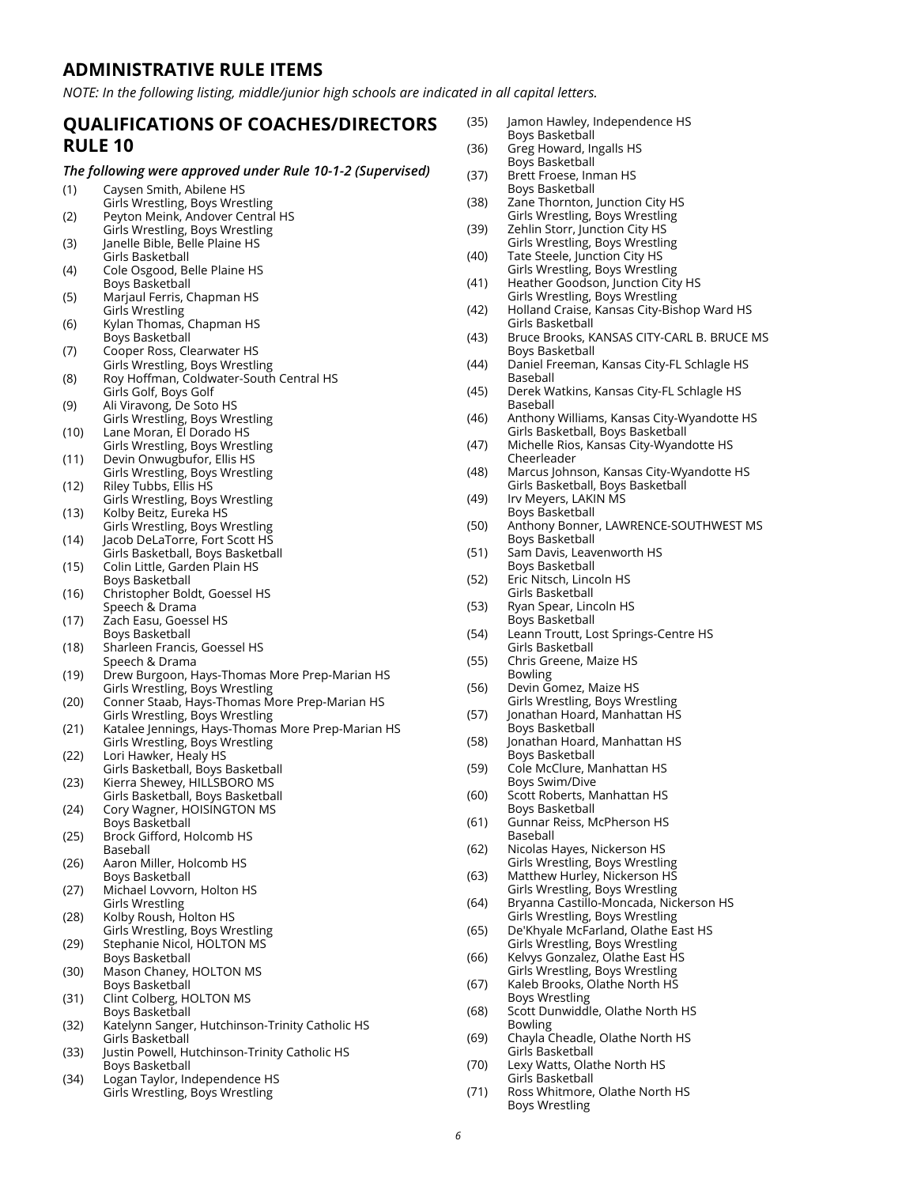## ADMINISTRATIVE RULE ITEMS

*NOTE: In the following listing, middle/junior high schools are indicated in all capital letters.*

## QUALIFICATIONS OF COACHES/DIRECTORS RULE 10

***The following were approved under Rule 10-1-2 (Supervised)***

(1) Caysen Smith, Abilene HS
Girls Wrestling, Boys Wrestling

(2) Peyton Meink, Andover Central HS
Girls Wrestling, Boys Wrestling

(3) Janelle Bible, Belle Plaine HS
Girls Basketball

(4) Cole Osgood, Belle Plaine HS
Boys Basketball

(5) Marjaul Ferris, Chapman HS
Girls Wrestling

(6) Kylan Thomas, Chapman HS
Boys Basketball

(7) Cooper Ross, Clearwater HS
Girls Wrestling, Boys Wrestling

(8) Roy Hoffman, Coldwater-South Central HS
Girls Golf, Boys Golf

(9) Ali Viravong, De Soto HS
Girls Wrestling, Boys Wrestling

(10) Lane Moran, El Dorado HS
Girls Wrestling, Boys Wrestling

(11) Devin Onwugbufor, Ellis HS
Girls Wrestling, Boys Wrestling

(12) Riley Tubbs, Ellis HS
Girls Wrestling, Boys Wrestling

(13) Kolby Beitz, Eureka HS
Girls Wrestling, Boys Wrestling

(14) Jacob DeLaTorre, Fort Scott HS
Girls Basketball, Boys Basketball

(15) Colin Little, Garden Plain HS
Boys Basketball

(16) Christopher Boldt, Goessel HS
Speech & Drama

(17) Zach Easu, Goessel HS
Boys Basketball

(18) Sharleen Francis, Goessel HS
Speech & Drama

(19) Drew Burgoon, Hays-Thomas More Prep-Marian HS
Girls Wrestling, Boys Wrestling

(20) Conner Staab, Hays-Thomas More Prep-Marian HS
Girls Wrestling, Boys Wrestling

(21) Katalee Jennings, Hays-Thomas More Prep-Marian HS
Girls Wrestling, Boys Wrestling

(22) Lori Hawker, Healy HS
Girls Basketball, Boys Basketball

(23) Kierra Shewey, HILLSBORO MS
Girls Basketball, Boys Basketball

(24) Cory Wagner, HOISINGTON MS
Boys Basketball

(25) Brock Gifford, Holcomb HS
Baseball

(26) Aaron Miller, Holcomb HS
Boys Basketball

(27) Michael Lovvorn, Holton HS
Girls Wrestling

(28) Kolby Roush, Holton HS
Girls Wrestling, Boys Wrestling

(29) Stephanie Nicol, HOLTON MS
Boys Basketball

(30) Mason Chaney, HOLTON MS
Boys Basketball

(31) Clint Colberg, HOLTON MS
Boys Basketball

(32) Katelynn Sanger, Hutchinson-Trinity Catholic HS
Girls Basketball

(33) Justin Powell, Hutchinson-Trinity Catholic HS
Boys Basketball

(34) Logan Taylor, Independence HS
Girls Wrestling, Boys Wrestling

(35) Jamon Hawley, Independence HS
Boys Basketball

(36) Greg Howard, Ingalls HS
Boys Basketball

(37) Brett Froese, Inman HS
Boys Basketball

(38) Zane Thornton, Junction City HS
Girls Wrestling, Boys Wrestling

(39) Zehlin Storr, Junction City HS
Girls Wrestling, Boys Wrestling

(40) Tate Steele, Junction City HS
Girls Wrestling, Boys Wrestling

(41) Heather Goodson, Junction City HS
Girls Wrestling, Boys Wrestling

(42) Holland Craise, Kansas City-Bishop Ward HS
Girls Basketball

(43) Bruce Brooks, KANSAS CITY-CARL B. BRUCE MS
Boys Basketball

(44) Daniel Freeman, Kansas City-FL Schlagle HS
Baseball

(45) Derek Watkins, Kansas City-FL Schlagle HS
Baseball

(46) Anthony Williams, Kansas City-Wyandotte HS
Girls Basketball, Boys Basketball

(47) Michelle Rios, Kansas City-Wyandotte HS
Cheerleader

(48) Marcus Johnson, Kansas City-Wyandotte HS
Girls Basketball, Boys Basketball

(49) Irv Meyers, LAKIN MS
Boys Basketball

(50) Anthony Bonner, LAWRENCE-SOUTHWEST MS
Boys Basketball

(51) Sam Davis, Leavenworth HS
Boys Basketball

(52) Eric Nitsch, Lincoln HS
Girls Basketball

(53) Ryan Spear, Lincoln HS
Boys Basketball

(54) Leann Troutt, Lost Springs-Centre HS
Girls Basketball

(55) Chris Greene, Maize HS
Bowling

(56) Devin Gomez, Maize HS
Girls Wrestling, Boys Wrestling

(57) Jonathan Hoard, Manhattan HS
Boys Basketball

(58) Jonathan Hoard, Manhattan HS
Boys Basketball

(59) Cole McClure, Manhattan HS
Boys Swim/Dive

(60) Scott Roberts, Manhattan HS
Boys Basketball

(61) Gunnar Reiss, McPherson HS
Baseball

(62) Nicolas Hayes, Nickerson HS
Girls Wrestling, Boys Wrestling

(63) Matthew Hurley, Nickerson HS
Girls Wrestling, Boys Wrestling

(64) Bryanna Castillo-Moncada, Nickerson HS
Girls Wrestling, Boys Wrestling

(65) De'Khyale McFarland, Olathe East HS
Girls Wrestling, Boys Wrestling

(66) Kelvys Gonzalez, Olathe East HS
Girls Wrestling, Boys Wrestling

(67) Kaleb Brooks, Olathe North HS
Boys Wrestling

(68) Scott Dunwiddle, Olathe North HS
Bowling

(69) Chayla Cheadle, Olathe North HS
Girls Basketball

(70) Lexy Watts, Olathe North HS
Girls Basketball

(71) Ross Whitmore, Olathe North HS
Boys Wrestling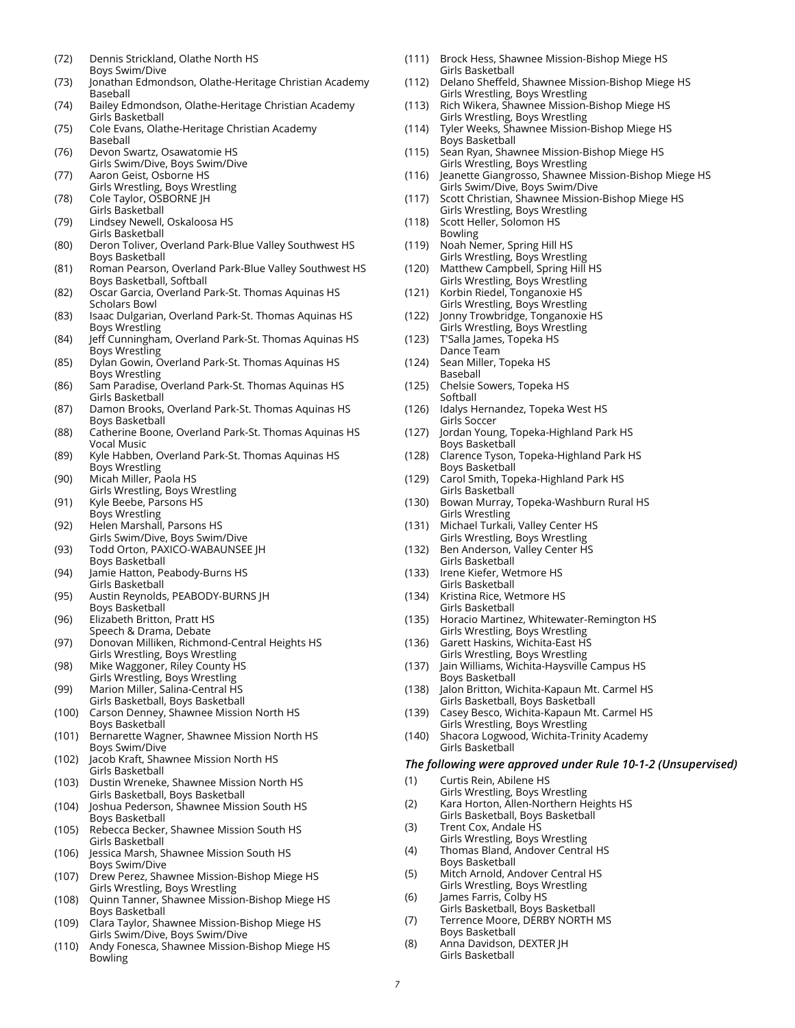(72) Dennis Strickland, Olathe North HS
Boys Swim/Dive

(73) Jonathan Edmondson, Olathe-Heritage Christian Academy
Baseball

(74) Bailey Edmondson, Olathe-Heritage Christian Academy
Girls Basketball

(75) Cole Evans, Olathe-Heritage Christian Academy
Baseball

(76) Devon Swartz, Osawatomie HS
Girls Swim/Dive, Boys Swim/Dive

(77) Aaron Geist, Osborne HS
Girls Wrestling, Boys Wrestling

(78) Cole Taylor, OSBORNE JH
Girls Basketball

(79) Lindsey Newell, Oskaloosa HS
Girls Basketball

(80) Deron Toliver, Overland Park-Blue Valley Southwest HS
Boys Basketball

(81) Roman Pearson, Overland Park-Blue Valley Southwest HS
Boys Basketball, Softball

(82) Oscar Garcia, Overland Park-St. Thomas Aquinas HS
Scholars Bowl

(83) Isaac Dulgarian, Overland Park-St. Thomas Aquinas HS
Boys Wrestling

(84) Jeff Cunningham, Overland Park-St. Thomas Aquinas HS
Boys Wrestling

(85) Dylan Gowin, Overland Park-St. Thomas Aquinas HS
Boys Wrestling

(86) Sam Paradise, Overland Park-St. Thomas Aquinas HS
Girls Basketball

(87) Damon Brooks, Overland Park-St. Thomas Aquinas HS
Boys Basketball

(88) Catherine Boone, Overland Park-St. Thomas Aquinas HS
Vocal Music

(89) Kyle Habben, Overland Park-St. Thomas Aquinas HS
Boys Wrestling

(90) Micah Miller, Paola HS
Girls Wrestling, Boys Wrestling

(91) Kyle Beebe, Parsons HS
Boys Wrestling

(92) Helen Marshall, Parsons HS
Girls Swim/Dive, Boys Swim/Dive

(93) Todd Orton, PAXICO-WABAUNSEE JH
Boys Basketball

(94) Jamie Hatton, Peabody-Burns HS
Girls Basketball

(95) Austin Reynolds, PEABODY-BURNS JH
Boys Basketball

(96) Elizabeth Britton, Pratt HS
Speech & Drama, Debate

(97) Donovan Milliken, Richmond-Central Heights HS
Girls Wrestling, Boys Wrestling

(98) Mike Waggoner, Riley County HS
Girls Wrestling, Boys Wrestling

(99) Marion Miller, Salina-Central HS
Girls Basketball, Boys Basketball

(100) Carson Denney, Shawnee Mission North HS
Boys Basketball

(101) Bernarette Wagner, Shawnee Mission North HS
Boys Swim/Dive

(102) Jacob Kraft, Shawnee Mission North HS
Girls Basketball

(103) Dustin Wreneke, Shawnee Mission North HS
Girls Basketball, Boys Basketball

(104) Joshua Pederson, Shawnee Mission South HS
Boys Basketball

(105) Rebecca Becker, Shawnee Mission South HS
Girls Basketball

(106) Jessica Marsh, Shawnee Mission South HS
Boys Swim/Dive

(107) Drew Perez, Shawnee Mission-Bishop Miege HS
Girls Wrestling, Boys Wrestling

(108) Quinn Tanner, Shawnee Mission-Bishop Miege HS
Boys Basketball

(109) Clara Taylor, Shawnee Mission-Bishop Miege HS
Girls Swim/Dive, Boys Swim/Dive

(110) Andy Fonesca, Shawnee Mission-Bishop Miege HS
Bowling

(111) Brock Hess, Shawnee Mission-Bishop Miege HS
Girls Basketball

(112) Delano Sheffeld, Shawnee Mission-Bishop Miege HS
Girls Wrestling, Boys Wrestling

(113) Rich Wikera, Shawnee Mission-Bishop Miege HS
Girls Wrestling, Boys Wrestling

(114) Tyler Weeks, Shawnee Mission-Bishop Miege HS
Boys Basketball

(115) Sean Ryan, Shawnee Mission-Bishop Miege HS
Girls Wrestling, Boys Wrestling

(116) Jeanette Giangrosso, Shawnee Mission-Bishop Miege HS
Girls Swim/Dive, Boys Swim/Dive

(117) Scott Christian, Shawnee Mission-Bishop Miege HS
Girls Wrestling, Boys Wrestling

(118) Scott Heller, Solomon HS
Bowling

(119) Noah Nemer, Spring Hill HS
Girls Wrestling, Boys Wrestling

(120) Matthew Campbell, Spring Hill HS
Girls Wrestling, Boys Wrestling

(121) Korbin Riedel, Tonganoxie HS
Girls Wrestling, Boys Wrestling

(122) Jonny Trowbridge, Tonganoxie HS
Girls Wrestling, Boys Wrestling

(123) T'Salla James, Topeka HS
Dance Team

(124) Sean Miller, Topeka HS
Baseball

(125) Chelsie Sowers, Topeka HS
Softball

(126) Idalys Hernandez, Topeka West HS
Girls Soccer

(127) Jordan Young, Topeka-Highland Park HS
Boys Basketball

(128) Clarence Tyson, Topeka-Highland Park HS
Boys Basketball

(129) Carol Smith, Topeka-Highland Park HS
Girls Basketball

(130) Bowan Murray, Topeka-Washburn Rural HS
Girls Wrestling

(131) Michael Turkali, Valley Center HS
Girls Wrestling, Boys Wrestling

(132) Ben Anderson, Valley Center HS
Girls Basketball

(133) Irene Kiefer, Wetmore HS
Girls Basketball

(134) Kristina Rice, Wetmore HS
Girls Basketball

(135) Horacio Martinez, Whitewater-Remington HS
Girls Wrestling, Boys Wrestling

(136) Garett Haskins, Wichita-East HS
Girls Wrestling, Boys Wrestling

(137) Jain Williams, Wichita-Haysville Campus HS
Boys Basketball

(138) Jalon Britton, Wichita-Kapaun Mt. Carmel HS
Girls Basketball, Boys Basketball

(139) Casey Besco, Wichita-Kapaun Mt. Carmel HS
Girls Wrestling, Boys Wrestling

(140) Shacora Logwood, Wichita-Trinity Academy
Girls Basketball

### *The following were approved under Rule 10-1-2 (Unsupervised)*

(1) Curtis Rein, Abilene HS
Girls Wrestling, Boys Wrestling

(2) Kara Horton, Allen-Northern Heights HS
Girls Basketball, Boys Basketball

(3) Trent Cox, Andale HS
Girls Wrestling, Boys Wrestling

(4) Thomas Bland, Andover Central HS
Boys Basketball

(5) Mitch Arnold, Andover Central HS
Girls Wrestling, Boys Wrestling

(6) James Farris, Colby HS
Girls Basketball, Boys Basketball

(7) Terrence Moore, DERBY NORTH MS
Boys Basketball

(8) Anna Davidson, DEXTER JH
Girls Basketball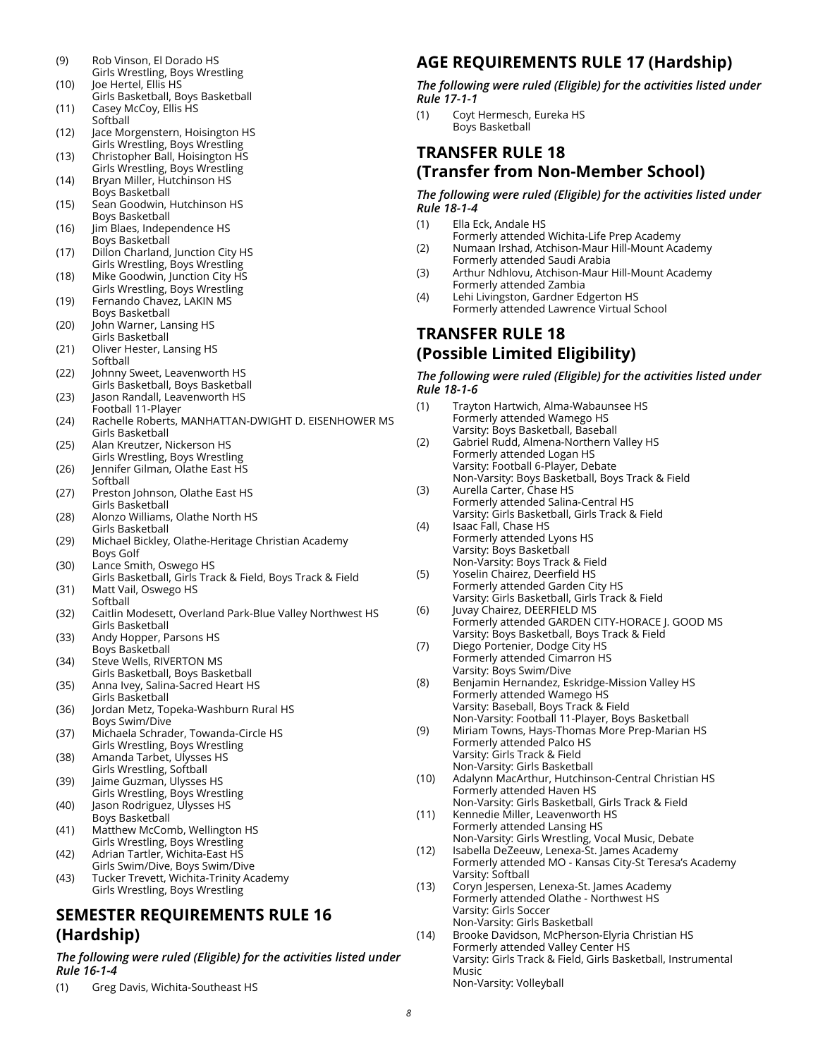(9) Rob Vinson, El Dorado HS
Girls Wrestling, Boys Wrestling
(10) Joe Hertel, Ellis HS
Girls Basketball, Boys Basketball
(11) Casey McCoy, Ellis HS
Softball
(12) Jace Morgenstern, Hoisington HS
Girls Wrestling, Boys Wrestling
(13) Christopher Ball, Hoisington HS
Girls Wrestling, Boys Wrestling
(14) Bryan Miller, Hutchinson HS
Boys Basketball
(15) Sean Goodwin, Hutchinson HS
Boys Basketball
(16) Jim Blaes, Independence HS
Boys Basketball
(17) Dillon Charland, Junction City HS
Girls Wrestling, Boys Wrestling
(18) Mike Goodwin, Junction City HS
Girls Wrestling, Boys Wrestling
(19) Fernando Chavez, LAKIN MS
Boys Basketball
(20) John Warner, Lansing HS
Girls Basketball
(21) Oliver Hester, Lansing HS
Softball
(22) Johnny Sweet, Leavenworth HS
Girls Basketball, Boys Basketball
(23) Jason Randall, Leavenworth HS
Football 11-Player
(24) Rachelle Roberts, MANHATTAN-DWIGHT D. EISENHOWER MS
Girls Basketball
(25) Alan Kreutzer, Nickerson HS
Girls Wrestling, Boys Wrestling
(26) Jennifer Gilman, Olathe East HS
Softball
(27) Preston Johnson, Olathe East HS
Girls Basketball
(28) Alonzo Williams, Olathe North HS
Girls Basketball
(29) Michael Bickley, Olathe-Heritage Christian Academy
Boys Golf
(30) Lance Smith, Oswego HS
Girls Basketball, Girls Track & Field, Boys Track & Field
(31) Matt Vail, Oswego HS
Softball
(32) Caitlin Modesett, Overland Park-Blue Valley Northwest HS
Girls Basketball
(33) Andy Hopper, Parsons HS
Boys Basketball
(34) Steve Wells, RIVERTON MS
Girls Basketball, Boys Basketball
(35) Anna Ivey, Salina-Sacred Heart HS
Girls Basketball
(36) Jordan Metz, Topeka-Washburn Rural HS
Boys Swim/Dive
(37) Michaela Schrader, Towanda-Circle HS
Girls Wrestling, Boys Wrestling
(38) Amanda Tarbet, Ulysses HS
Girls Wrestling, Softball
(39) Jaime Guzman, Ulysses HS
Girls Wrestling, Boys Wrestling
(40) Jason Rodriguez, Ulysses HS
Boys Basketball
(41) Matthew McComb, Wellington HS
Girls Wrestling, Boys Wrestling
(42) Adrian Tartler, Wichita-East HS
Girls Swim/Dive, Boys Swim/Dive
(43) Tucker Trevett, Wichita-Trinity Academy
Girls Wrestling, Boys Wrestling

## SEMESTER REQUIREMENTS RULE 16 (Hardship)

***The following were ruled (Eligible) for the activities listed under Rule 16-1-4***

(1) Greg Davis, Wichita-Southeast HS

## AGE REQUIREMENTS RULE 17 (Hardship)

***The following were ruled (Eligible) for the activities listed under Rule 17-1-1***

(1) Coyt Hermesch, Eureka HS
Boys Basketball

## TRANSFER RULE 18 (Transfer from Non-Member School)

***The following were ruled (Eligible) for the activities listed under Rule 18-1-4***

(1) Ella Eck, Andale HS
Formerly attended Wichita-Life Prep Academy
(2) Numaan Irshad, Atchison-Maur Hill-Mount Academy
Formerly attended Saudi Arabia
(3) Arthur Ndhlovu, Atchison-Maur Hill-Mount Academy
Formerly attended Zambia
(4) Lehi Livingston, Gardner Edgerton HS
Formerly attended Lawrence Virtual School

## TRANSFER RULE 18 (Possible Limited Eligibility)

***The following were ruled (Eligible) for the activities listed under Rule 18-1-6***

(1) Trayton Hartwich, Alma-Wabaunsee HS
Formerly attended Wamego HS
Varsity: Boys Basketball, Baseball
(2) Gabriel Rudd, Almena-Northern Valley HS
Formerly attended Logan HS
Varsity: Football 6-Player, Debate
Non-Varsity: Boys Basketball, Boys Track & Field
(3) Aurella Carter, Chase HS
Formerly attended Salina-Central HS
Varsity: Girls Basketball, Girls Track & Field
(4) Isaac Fall, Chase HS
Formerly attended Lyons HS
Varsity: Boys Basketball
Non-Varsity: Boys Track & Field
(5) Yoselin Chairez, Deerfield HS
Formerly attended Garden City HS
Varsity: Girls Basketball, Girls Track & Field
(6) Juvay Chairez, DEERFIELD MS
Formerly attended GARDEN CITY-HORACE J. GOOD MS
Varsity: Boys Basketball, Boys Track & Field
(7) Diego Portenier, Dodge City HS
Formerly attended Cimarron HS
Varsity: Boys Swim/Dive
(8) Benjamin Hernandez, Eskridge-Mission Valley HS
Formerly attended Wamego HS
Varsity: Baseball, Boys Track & Field
Non-Varsity: Football 11-Player, Boys Basketball
(9) Miriam Towns, Hays-Thomas More Prep-Marian HS
Formerly attended Palco HS
Varsity: Girls Track & Field
Non-Varsity: Girls Basketball
(10) Adalynn MacArthur, Hutchinson-Central Christian HS
Formerly attended Haven HS
Non-Varsity: Girls Basketball, Girls Track & Field
(11) Kennedie Miller, Leavenworth HS
Formerly attended Lansing HS
Non-Varsity: Girls Wrestling, Vocal Music, Debate
(12) Isabella DeZeeuw, Lenexa-St. James Academy
Formerly attended MO - Kansas City-St Teresa's Academy
Varsity: Softball
(13) Coryn Jespersen, Lenexa-St. James Academy
Formerly attended Olathe - Northwest HS
Varsity: Girls Soccer
Non-Varsity: Girls Basketball
(14) Brooke Davidson, McPherson-Elyria Christian HS
Formerly attended Valley Center HS
Varsity: Girls Track & Field, Girls Basketball, Instrumental Music
Non-Varsity: Volleyball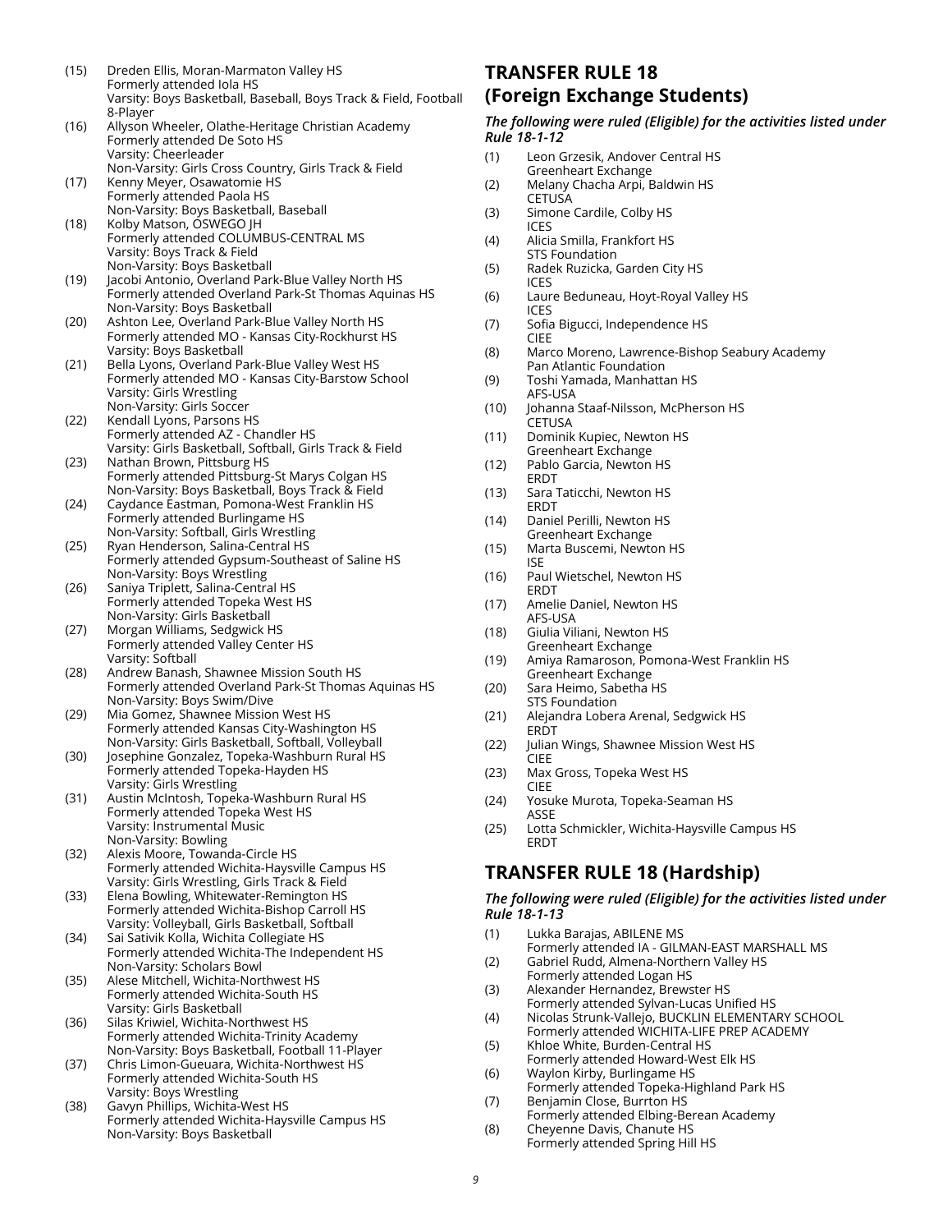(15) Dreden Ellis, Moran-Marmaton Valley HS
Formerly attended Iola HS
Varsity: Boys Basketball, Baseball, Boys Track & Field, Football 8-Player

(16) Allyson Wheeler, Olathe-Heritage Christian Academy
Formerly attended De Soto HS
Varsity: Cheerleader
Non-Varsity: Girls Cross Country, Girls Track & Field

(17) Kenny Meyer, Osawatomie HS
Formerly attended Paola HS
Non-Varsity: Boys Basketball, Baseball

(18) Kolby Matson, OSWEGO JH
Formerly attended COLUMBUS-CENTRAL MS
Varsity: Boys Track & Field
Non-Varsity: Boys Basketball

(19) Jacobi Antonio, Overland Park-Blue Valley North HS
Formerly attended Overland Park-St Thomas Aquinas HS
Non-Varsity: Boys Basketball

(20) Ashton Lee, Overland Park-Blue Valley North HS
Formerly attended MO - Kansas City-Rockhurst HS
Varsity: Boys Basketball

(21) Bella Lyons, Overland Park-Blue Valley West HS
Formerly attended MO - Kansas City-Barstow School
Varsity: Girls Wrestling
Non-Varsity: Girls Soccer

(22) Kendall Lyons, Parsons HS
Formerly attended AZ - Chandler HS
Varsity: Girls Basketball, Softball, Girls Track & Field

(23) Nathan Brown, Pittsburg HS
Formerly attended Pittsburg-St Marys Colgan HS
Non-Varsity: Boys Basketball, Boys Track & Field

(24) Caydance Eastman, Pomona-West Franklin HS
Formerly attended Burlingame HS
Non-Varsity: Softball, Girls Wrestling

(25) Ryan Henderson, Salina-Central HS
Formerly attended Gypsum-Southeast of Saline HS
Non-Varsity: Boys Wrestling

(26) Saniya Triplett, Salina-Central HS
Formerly attended Topeka West HS
Non-Varsity: Girls Basketball

(27) Morgan Williams, Sedgwick HS
Formerly attended Valley Center HS
Varsity: Softball

(28) Andrew Banash, Shawnee Mission South HS
Formerly attended Overland Park-St Thomas Aquinas HS
Non-Varsity: Boys Swim/Dive

(29) Mia Gomez, Shawnee Mission West HS
Formerly attended Kansas City-Washington HS
Non-Varsity: Girls Basketball, Softball, Volleyball

(30) Josephine Gonzalez, Topeka-Washburn Rural HS
Formerly attended Topeka-Hayden HS
Varsity: Girls Wrestling

(31) Austin McIntosh, Topeka-Washburn Rural HS
Formerly attended Topeka West HS
Varsity: Instrumental Music
Non-Varsity: Bowling

(32) Alexis Moore, Towanda-Circle HS
Formerly attended Wichita-Haysville Campus HS
Varsity: Girls Wrestling, Girls Track & Field

(33) Elena Bowling, Whitewater-Remington HS
Formerly attended Wichita-Bishop Carroll HS
Varsity: Volleyball, Girls Basketball, Softball

(34) Sai Sativik Kolla, Wichita Collegiate HS
Formerly attended Wichita-The Independent HS
Non-Varsity: Scholars Bowl

(35) Alese Mitchell, Wichita-Northwest HS
Formerly attended Wichita-South HS
Varsity: Girls Basketball

(36) Silas Kriwiel, Wichita-Northwest HS
Formerly attended Wichita-Trinity Academy
Non-Varsity: Boys Basketball, Football 11-Player

(37) Chris Limon-Gueuara, Wichita-Northwest HS
Formerly attended Wichita-South HS
Varsity: Boys Wrestling

(38) Gavyn Phillips, Wichita-West HS
Formerly attended Wichita-Haysville Campus HS
Non-Varsity: Boys Basketball

## TRANSFER RULE 18 (Foreign Exchange Students)

***The following were ruled (Eligible) for the activities listed under Rule 18-1-12***

(1) Leon Grzesik, Andover Central HS
Greenheart Exchange

(2) Melany Chacha Arpi, Baldwin HS
CETUSA

(3) Simone Cardile, Colby HS
ICES

(4) Alicia Smilla, Frankfort HS
STS Foundation

(5) Radek Ruzicka, Garden City HS
ICES

(6) Laure Beduneau, Hoyt-Royal Valley HS
ICES

(7) Sofia Bigucci, Independence HS
CIEE

(8) Marco Moreno, Lawrence-Bishop Seabury Academy
Pan Atlantic Foundation

(9) Toshi Yamada, Manhattan HS
AFS-USA

(10) Johanna Staaf-Nilsson, McPherson HS
CETUSA

(11) Dominik Kupiec, Newton HS
Greenheart Exchange

(12) Pablo Garcia, Newton HS
ERDT

(13) Sara Taticchi, Newton HS
ERDT

(14) Daniel Perilli, Newton HS
Greenheart Exchange

(15) Marta Buscemi, Newton HS
ISE

(16) Paul Wietschel, Newton HS
ERDT

(17) Amelie Daniel, Newton HS
AFS-USA

(18) Giulia Viliani, Newton HS
Greenheart Exchange

(19) Amiya Ramaroson, Pomona-West Franklin HS
Greenheart Exchange

(20) Sara Heimo, Sabetha HS
STS Foundation

(21) Alejandra Lobera Arenal, Sedgwick HS
ERDT

(22) Julian Wings, Shawnee Mission West HS
CIEE

(23) Max Gross, Topeka West HS
CIEE

(24) Yosuke Murota, Topeka-Seaman HS
ASSE

(25) Lotta Schmickler, Wichita-Haysville Campus HS
ERDT

## TRANSFER RULE 18 (Hardship)

***The following were ruled (Eligible) for the activities listed under Rule 18-1-13***

(1) Lukka Barajas, ABILENE MS
Formerly attended IA - GILMAN-EAST MARSHALL MS

(2) Gabriel Rudd, Almena-Northern Valley HS
Formerly attended Logan HS

(3) Alexander Hernandez, Brewster HS
Formerly attended Sylvan-Lucas Unified HS

(4) Nicolas Strunk-Vallejo, BUCKLIN ELEMENTARY SCHOOL
Formerly attended WICHITA-LIFE PREP ACADEMY

(5) Khloe White, Burden-Central HS
Formerly attended Howard-West Elk HS

(6) Waylon Kirby, Burlingame HS
Formerly attended Topeka-Highland Park HS

(7) Benjamin Close, Burrton HS
Formerly attended Elbing-Berean Academy

(8) Cheyenne Davis, Chanute HS
Formerly attended Spring Hill HS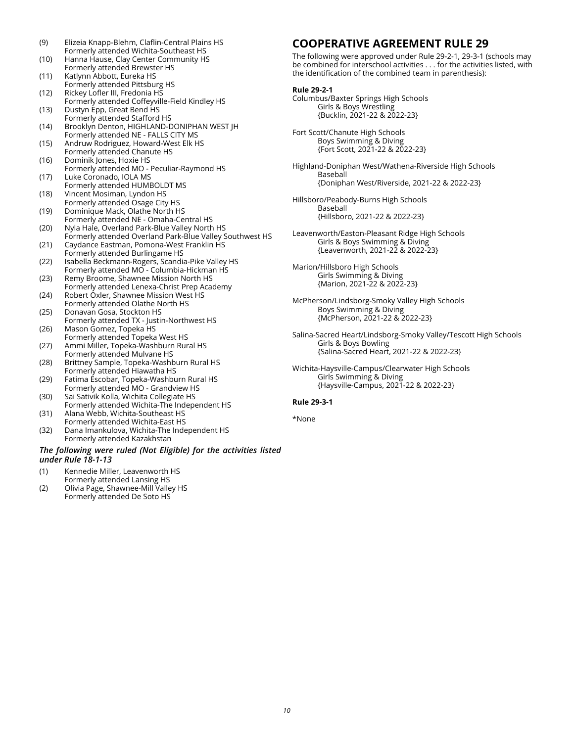(9) Elizeia Knapp-Blehm, Claflin-Central Plains HS
Formerly attended Wichita-Southeast HS

(10) Hanna Hause, Clay Center Community HS
Formerly attended Brewster HS

(11) Katlynn Abbott, Eureka HS
Formerly attended Pittsburg HS

(12) Rickey Lofler III, Fredonia HS
Formerly attended Coffeyville-Field Kindley HS

(13) Dustyn Epp, Great Bend HS
Formerly attended Stafford HS

(14) Brooklyn Denton, HIGHLAND-DONIPHAN WEST JH
Formerly attended NE - FALLS CITY MS

(15) Andruw Rodriguez, Howard-West Elk HS
Formerly attended Chanute HS

(16) Dominik Jones, Hoxie HS
Formerly attended MO - Peculiar-Raymond HS

(17) Luke Coronado, IOLA MS
Formerly attended HUMBOLDT MS

(18) Vincent Mosiman, Lyndon HS
Formerly attended Osage City HS

(19) Dominique Mack, Olathe North HS
Formerly attended NE - Omaha-Central HS

(20) Nyla Hale, Overland Park-Blue Valley North HS
Formerly attended Overland Park-Blue Valley Southwest HS

(21) Caydance Eastman, Pomona-West Franklin HS
Formerly attended Burlingame HS

(22) Isabella Beckmann-Rogers, Scandia-Pike Valley HS
Formerly attended MO - Columbia-Hickman HS

(23) Remy Broome, Shawnee Mission North HS
Formerly attended Lenexa-Christ Prep Academy

(24) Robert Oxler, Shawnee Mission West HS
Formerly attended Olathe North HS

(25) Donavan Gosa, Stockton HS
Formerly attended TX - Justin-Northwest HS

(26) Mason Gomez, Topeka HS
Formerly attended Topeka West HS

(27) Ammi Miller, Topeka-Washburn Rural HS
Formerly attended Mulvane HS

(28) Brittney Sample, Topeka-Washburn Rural HS
Formerly attended Hiawatha HS

(29) Fatima Escobar, Topeka-Washburn Rural HS
Formerly attended MO - Grandview HS

(30) Sai Sativik Kolla, Wichita Collegiate HS
Formerly attended Wichita-The Independent HS

(31) Alana Webb, Wichita-Southeast HS
Formerly attended Wichita-East HS

(32) Dana Imankulova, Wichita-The Independent HS
Formerly attended Kazakhstan

***The following were ruled (Not Eligible) for the activities listed under Rule 18-1-13***

(1) Kennedie Miller, Leavenworth HS
Formerly attended Lansing HS

(2) Olivia Page, Shawnee-Mill Valley HS
Formerly attended De Soto HS

## COOPERATIVE AGREEMENT RULE 29

The following were approved under Rule 29-2-1, 29-3-1 (schools may be combined for interschool activities . . . for the activities listed, with the identification of the combined team in parenthesis):

**Rule 29-2-1**

Columbus/Baxter Springs High Schools
Girls & Boys Wrestling
{Bucklin, 2021-22 & 2022-23}

Fort Scott/Chanute High Schools
Boys Swimming & Diving
{Fort Scott, 2021-22 & 2022-23}

Highland-Doniphan West/Wathena-Riverside High Schools
Baseball
{Doniphan West/Riverside, 2021-22 & 2022-23}

Hillsboro/Peabody-Burns High Schools
Baseball
{Hillsboro, 2021-22 & 2022-23}

Leavenworth/Easton-Pleasant Ridge High Schools
Girls & Boys Swimming & Diving
{Leavenworth, 2021-22 & 2022-23}

Marion/Hillsboro High Schools
Girls Swimming & Diving
{Marion, 2021-22 & 2022-23}

McPherson/Lindsborg-Smoky Valley High Schools
Boys Swimming & Diving
{McPherson, 2021-22 & 2022-23}

Salina-Sacred Heart/Lindsborg-Smoky Valley/Tescott High Schools
Girls & Boys Bowling
{Salina-Sacred Heart, 2021-22 & 2022-23}

Wichita-Haysville-Campus/Clearwater High Schools
Girls Swimming & Diving
{Haysville-Campus, 2021-22 & 2022-23}

**Rule 29-3-1**

*None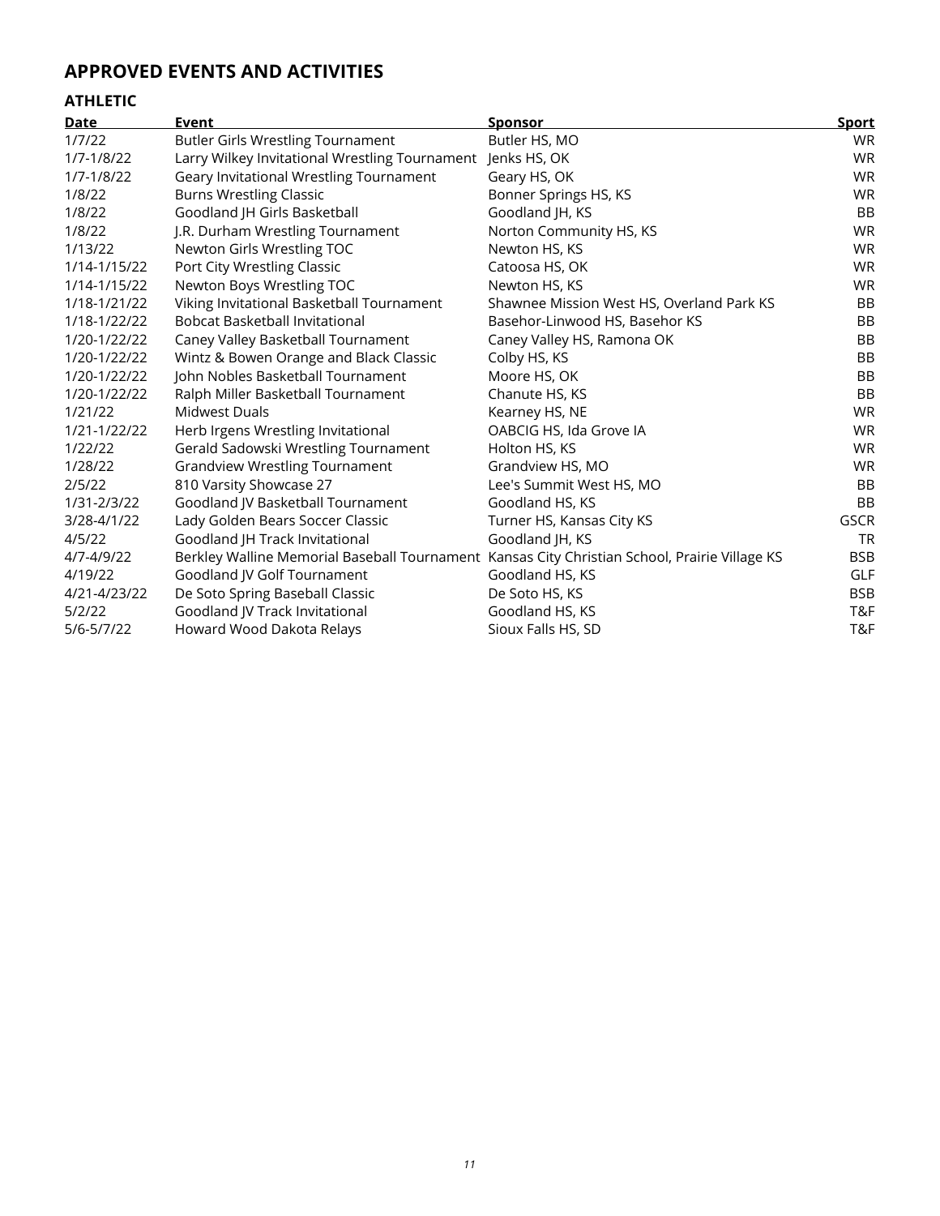## APPROVED EVENTS AND ACTIVITIES

### ATHLETIC

| Date | Event | Sponsor | Sport |
|---|---|---|---|
| 1/7/22 | Butler Girls Wrestling Tournament | Butler HS, MO | WR |
| 1/7-1/8/22 | Larry Wilkey Invitational Wrestling Tournament | Jenks HS, OK | WR |
| 1/7-1/8/22 | Geary Invitational Wrestling Tournament | Geary HS, OK | WR |
| 1/8/22 | Burns Wrestling Classic | Bonner Springs HS, KS | WR |
| 1/8/22 | Goodland JH Girls Basketball | Goodland JH, KS | BB |
| 1/8/22 | J.R. Durham Wrestling Tournament | Norton Community HS, KS | WR |
| 1/13/22 | Newton Girls Wrestling TOC | Newton HS, KS | WR |
| 1/14-1/15/22 | Port City Wrestling Classic | Catoosa HS, OK | WR |
| 1/14-1/15/22 | Newton Boys Wrestling TOC | Newton HS, KS | WR |
| 1/18-1/21/22 | Viking Invitational Basketball Tournament | Shawnee Mission West HS, Overland Park KS | BB |
| 1/18-1/22/22 | Bobcat Basketball Invitational | Basehor-Linwood HS, Basehor KS | BB |
| 1/20-1/22/22 | Caney Valley Basketball Tournament | Caney Valley HS, Ramona OK | BB |
| 1/20-1/22/22 | Wintz & Bowen Orange and Black Classic | Colby HS, KS | BB |
| 1/20-1/22/22 | John Nobles Basketball Tournament | Moore HS, OK | BB |
| 1/20-1/22/22 | Ralph Miller Basketball Tournament | Chanute HS, KS | BB |
| 1/21/22 | Midwest Duals | Kearney HS, NE | WR |
| 1/21-1/22/22 | Herb Irgens Wrestling Invitational | OABCIG HS, Ida Grove IA | WR |
| 1/22/22 | Gerald Sadowski Wrestling Tournament | Holton HS, KS | WR |
| 1/28/22 | Grandview Wrestling Tournament | Grandview HS, MO | WR |
| 2/5/22 | 810 Varsity Showcase 27 | Lee's Summit West HS, MO | BB |
| 1/31-2/3/22 | Goodland JV Basketball Tournament | Goodland HS, KS | BB |
| 3/28-4/1/22 | Lady Golden Bears Soccer Classic | Turner HS, Kansas City KS | GSCR |
| 4/5/22 | Goodland JH Track Invitational | Goodland JH, KS | TR |
| 4/7-4/9/22 | Berkley Walline Memorial Baseball Tournament | Kansas City Christian School, Prairie Village KS | BSB |
| 4/19/22 | Goodland JV Golf Tournament | Goodland HS, KS | GLF |
| 4/21-4/23/22 | De Soto Spring Baseball Classic | De Soto HS, KS | BSB |
| 5/2/22 | Goodland JV Track Invitational | Goodland HS, KS | T&F |
| 5/6-5/7/22 | Howard Wood Dakota Relays | Sioux Falls HS, SD | T&F |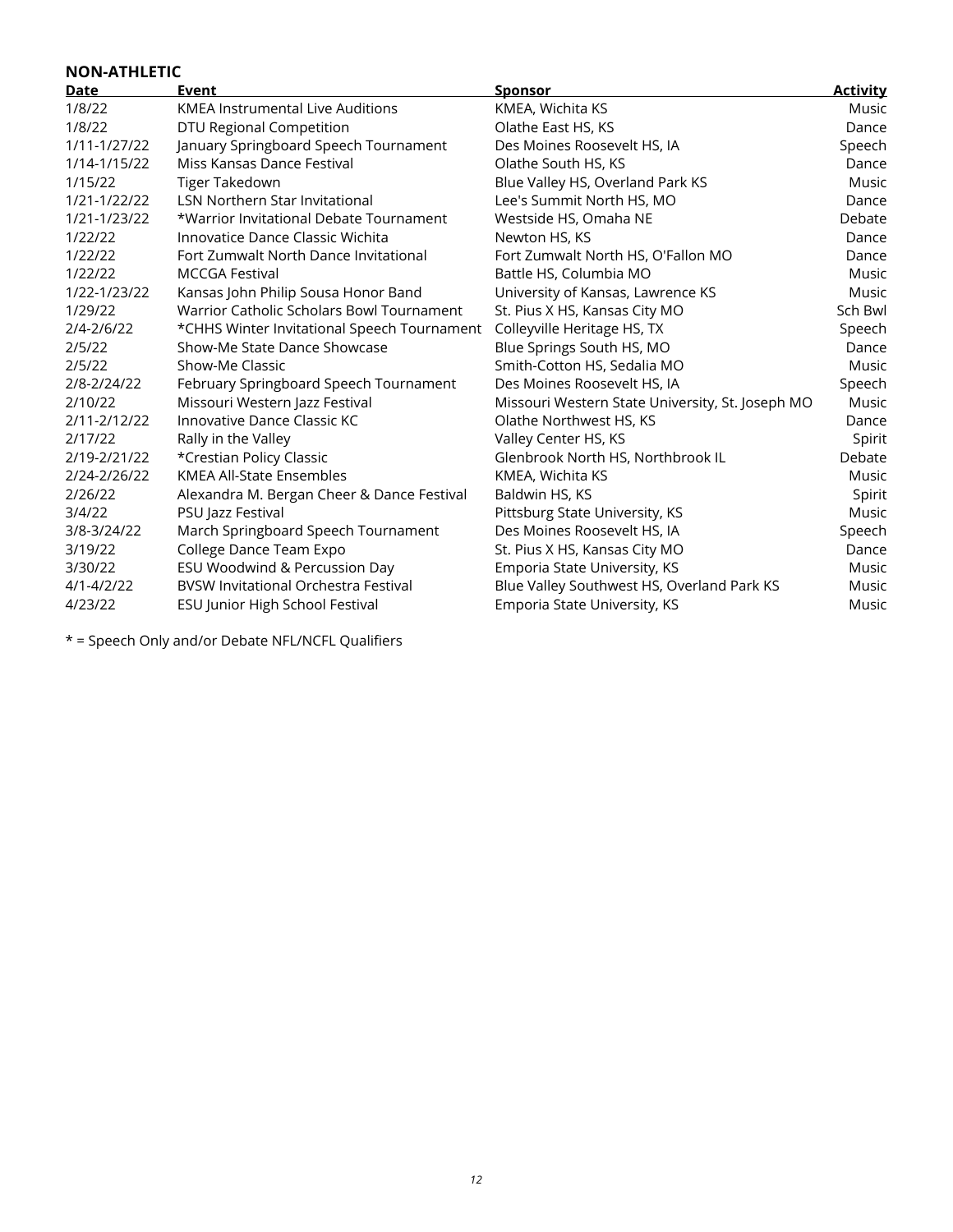## NON-ATHLETIC

| Date | Event | Sponsor | Activity |
|---|---|---|---|
| 1/8/22 | KMEA Instrumental Live Auditions | KMEA, Wichita KS | Music |
| 1/8/22 | DTU Regional Competition | Olathe East HS, KS | Dance |
| 1/11-1/27/22 | January Springboard Speech Tournament | Des Moines Roosevelt HS, IA | Speech |
| 1/14-1/15/22 | Miss Kansas Dance Festival | Olathe South HS, KS | Dance |
| 1/15/22 | Tiger Takedown | Blue Valley HS, Overland Park KS | Music |
| 1/21-1/22/22 | LSN Northern Star Invitational | Lee's Summit North HS, MO | Dance |
| 1/21-1/23/22 | *Warrior Invitational Debate Tournament | Westside HS, Omaha NE | Debate |
| 1/22/22 | Innovatice Dance Classic Wichita | Newton HS, KS | Dance |
| 1/22/22 | Fort Zumwalt North Dance Invitational | Fort Zumwalt North HS, O'Fallon MO | Dance |
| 1/22/22 | MCCGA Festival | Battle HS, Columbia MO | Music |
| 1/22-1/23/22 | Kansas John Philip Sousa Honor Band | University of Kansas, Lawrence KS | Music |
| 1/29/22 | Warrior Catholic Scholars Bowl Tournament | St. Pius X HS, Kansas City MO | Sch Bwl |
| 2/4-2/6/22 | *CHHS Winter Invitational Speech Tournament | Colleyville Heritage HS, TX | Speech |
| 2/5/22 | Show-Me State Dance Showcase | Blue Springs South HS, MO | Dance |
| 2/5/22 | Show-Me Classic | Smith-Cotton HS, Sedalia MO | Music |
| 2/8-2/24/22 | February Springboard Speech Tournament | Des Moines Roosevelt HS, IA | Speech |
| 2/10/22 | Missouri Western Jazz Festival | Missouri Western State University, St. Joseph MO | Music |
| 2/11-2/12/22 | Innovative Dance Classic KC | Olathe Northwest HS, KS | Dance |
| 2/17/22 | Rally in the Valley | Valley Center HS, KS | Spirit |
| 2/19-2/21/22 | *Crestian Policy Classic | Glenbrook North HS, Northbrook IL | Debate |
| 2/24-2/26/22 | KMEA All-State Ensembles | KMEA, Wichita KS | Music |
| 2/26/22 | Alexandra M. Bergan Cheer & Dance Festival | Baldwin HS, KS | Spirit |
| 3/4/22 | PSU Jazz Festival | Pittsburg State University, KS | Music |
| 3/8-3/24/22 | March Springboard Speech Tournament | Des Moines Roosevelt HS, IA | Speech |
| 3/19/22 | College Dance Team Expo | St. Pius X HS, Kansas City MO | Dance |
| 3/30/22 | ESU Woodwind & Percussion Day | Emporia State University, KS | Music |
| 4/1-4/2/22 | BVSW Invitational Orchestra Festival | Blue Valley Southwest HS, Overland Park KS | Music |
| 4/23/22 | ESU Junior High School Festival | Emporia State University, KS | Music |

* = Speech Only and/or Debate NFL/NCFL Qualifiers